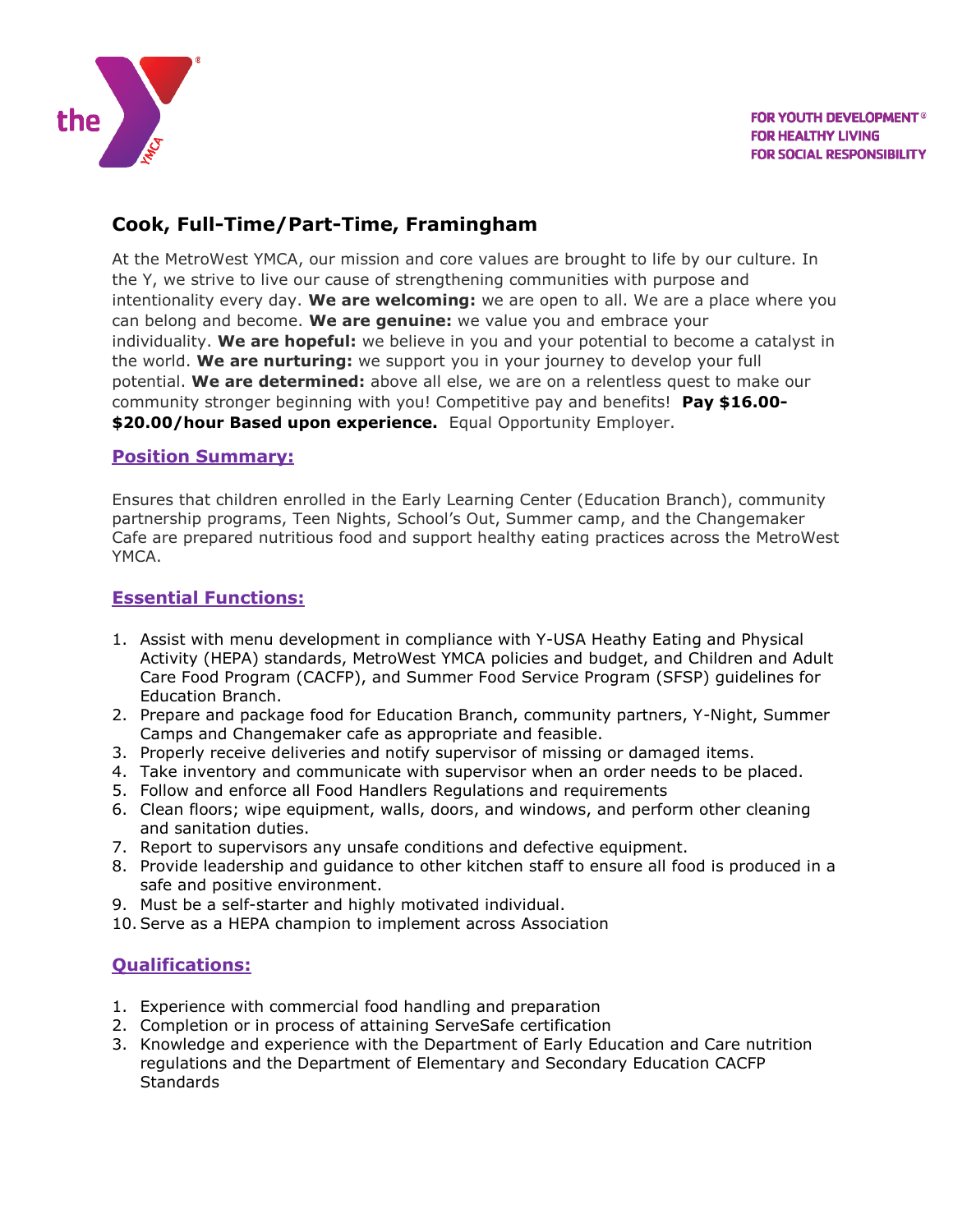FOR YOUTH DEVELOPMENT®
FOR HEALTHY LIVING
FOR SOCIAL RESPONSIBILITY

# Cook, Full-Time/Part-Time, Framingham

At the MetroWest YMCA, our mission and core values are brought to life by our culture. In the Y, we strive to live our cause of strengthening communities with purpose and intentionality every day. **We are welcoming:** we are open to all. We are a place where you can belong and become. **We are genuine:** we value you and embrace your individuality. **We are hopeful:** we believe in you and your potential to become a catalyst in the world. **We are nurturing:** we support you in your journey to develop your full potential. **We are determined:** above all else, we are on a relentless quest to make our community stronger beginning with you! Competitive pay and benefits! **Pay $16.00-$20.00/hour Based upon experience.** Equal Opportunity Employer.

## Position Summary:

Ensures that children enrolled in the Early Learning Center (Education Branch), community partnership programs, Teen Nights, School's Out, Summer camp, and the Changemaker Cafe are prepared nutritious food and support healthy eating practices across the MetroWest YMCA.

## Essential Functions:

1. Assist with menu development in compliance with Y-USA Heathy Eating and Physical Activity (HEPA) standards, MetroWest YMCA policies and budget, and Children and Adult Care Food Program (CACFP), and Summer Food Service Program (SFSP) guidelines for Education Branch.
2. Prepare and package food for Education Branch, community partners, Y-Night, Summer Camps and Changemaker cafe as appropriate and feasible.
3. Properly receive deliveries and notify supervisor of missing or damaged items.
4. Take inventory and communicate with supervisor when an order needs to be placed.
5. Follow and enforce all Food Handlers Regulations and requirements
6. Clean floors; wipe equipment, walls, doors, and windows, and perform other cleaning and sanitation duties.
7. Report to supervisors any unsafe conditions and defective equipment.
8. Provide leadership and guidance to other kitchen staff to ensure all food is produced in a safe and positive environment.
9. Must be a self-starter and highly motivated individual.
10. Serve as a HEPA champion to implement across Association

## Qualifications:

1. Experience with commercial food handling and preparation
2. Completion or in process of attaining ServeSafe certification
3. Knowledge and experience with the Department of Early Education and Care nutrition regulations and the Department of Elementary and Secondary Education CACFP Standards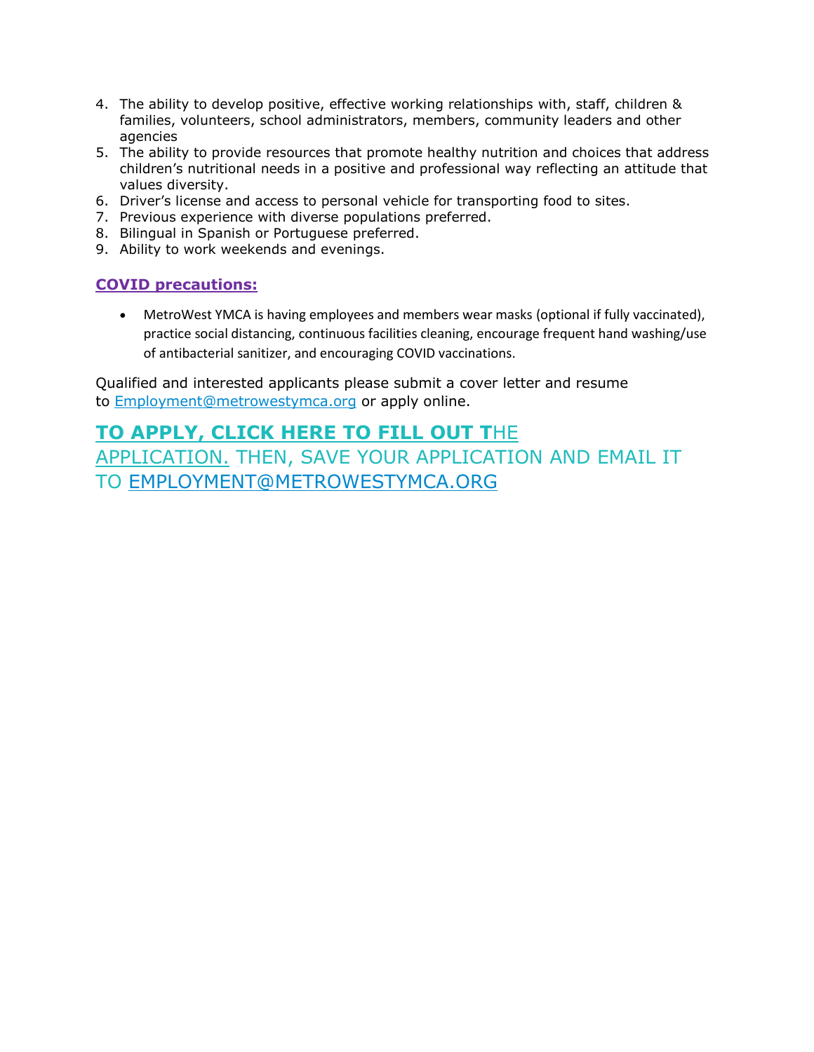4. The ability to develop positive, effective working relationships with, staff, children & families, volunteers, school administrators, members, community leaders and other agencies
5. The ability to provide resources that promote healthy nutrition and choices that address children's nutritional needs in a positive and professional way reflecting an attitude that values diversity.
6. Driver's license and access to personal vehicle for transporting food to sites.
7. Previous experience with diverse populations preferred.
8. Bilingual in Spanish or Portuguese preferred.
9. Ability to work weekends and evenings.

**COVID precautions:**

- MetroWest YMCA is having employees and members wear masks (optional if fully vaccinated), practice social distancing, continuous facilities cleaning, encourage frequent hand washing/use of antibacterial sanitizer, and encouraging COVID vaccinations.

Qualified and interested applicants please submit a cover letter and resume to Employment@metrowestymca.org or apply online.

## **TO APPLY, CLICK HERE TO FILL OUT T**HE APPLICATION. THEN, SAVE YOUR APPLICATION AND EMAIL IT TO EMPLOYMENT@METROWESTYMCA.ORG